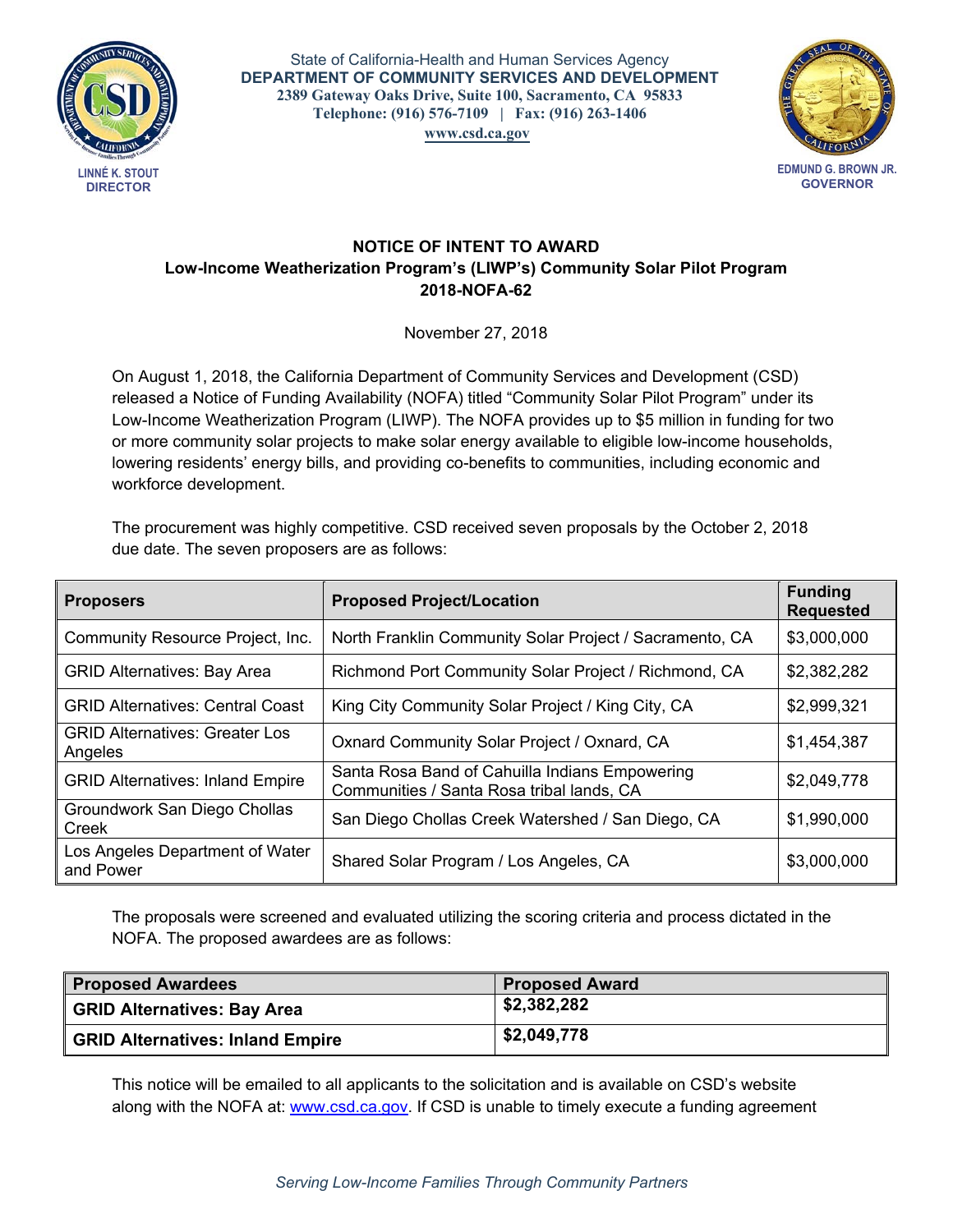State of California-Health and Human Services Agency
**DEPARTMENT OF COMMUNITY SERVICES AND DEVELOPMENT**
**2389 Gateway Oaks Drive, Suite 100, Sacramento, CA 95833**
**Telephone: (916) 576-7109 | Fax: (916) 263-1406**
**www.csd.ca.gov**

**LINNÉ K. STOUT**
**DIRECTOR**

**EDMUND G. BROWN JR.**
**GOVERNOR**

## NOTICE OF INTENT TO AWARD
## Low-Income Weatherization Program's (LIWP's) Community Solar Pilot Program
## 2018-NOFA-62

November 27, 2018

On August 1, 2018, the California Department of Community Services and Development (CSD) released a Notice of Funding Availability (NOFA) titled "Community Solar Pilot Program" under its Low-Income Weatherization Program (LIWP). The NOFA provides up to $5 million in funding for two or more community solar projects to make solar energy available to eligible low-income households, lowering residents' energy bills, and providing co-benefits to communities, including economic and workforce development.

The procurement was highly competitive. CSD received seven proposals by the October 2, 2018 due date. The seven proposers are as follows:

| Proposers | Proposed Project/Location | Funding Requested |
|---|---|---|
| Community Resource Project, Inc. | North Franklin Community Solar Project / Sacramento, CA | $3,000,000 |
| GRID Alternatives: Bay Area | Richmond Port Community Solar Project / Richmond, CA | $2,382,282 |
| GRID Alternatives: Central Coast | King City Community Solar Project / King City, CA | $2,999,321 |
| GRID Alternatives: Greater Los Angeles | Oxnard Community Solar Project / Oxnard, CA | $1,454,387 |
| GRID Alternatives: Inland Empire | Santa Rosa Band of Cahuilla Indians Empowering Communities / Santa Rosa tribal lands, CA | $2,049,778 |
| Groundwork San Diego Chollas Creek | San Diego Chollas Creek Watershed / San Diego, CA | $1,990,000 |
| Los Angeles Department of Water and Power | Shared Solar Program / Los Angeles, CA | $3,000,000 |

The proposals were screened and evaluated utilizing the scoring criteria and process dictated in the NOFA. The proposed awardees are as follows:

| Proposed Awardees | Proposed Award |
|---|---|
| **GRID Alternatives: Bay Area** | **$2,382,282** |
| **GRID Alternatives: Inland Empire** | **$2,049,778** |

This notice will be emailed to all applicants to the solicitation and is available on CSD's website along with the NOFA at: [www.csd.ca.gov](www.csd.ca.gov). If CSD is unable to timely execute a funding agreement

*Serving Low-Income Families Through Community Partners*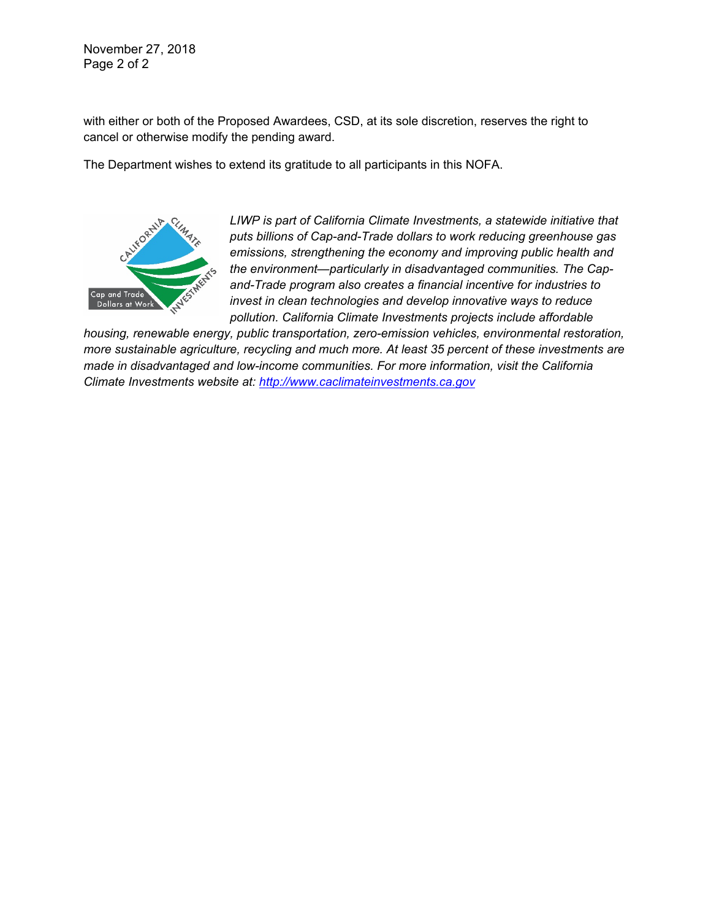with either or both of the Proposed Awardees, CSD, at its sole discretion, reserves the right to cancel or otherwise modify the pending award.

The Department wishes to extend its gratitude to all participants in this NOFA.

*LIWP is part of California Climate Investments, a statewide initiative that puts billions of Cap-and-Trade dollars to work reducing greenhouse gas emissions, strengthening the economy and improving public health and the environment—particularly in disadvantaged communities. The Cap-and-Trade program also creates a financial incentive for industries to invest in clean technologies and develop innovative ways to reduce pollution. California Climate Investments projects include affordable housing, renewable energy, public transportation, zero-emission vehicles, environmental restoration, more sustainable agriculture, recycling and much more. At least 35 percent of these investments are made in disadvantaged and low-income communities. For more information, visit the California Climate Investments website at: [http://www.caclimateinvestments.ca.gov](http://www.caclimateinvestments.ca.gov)*